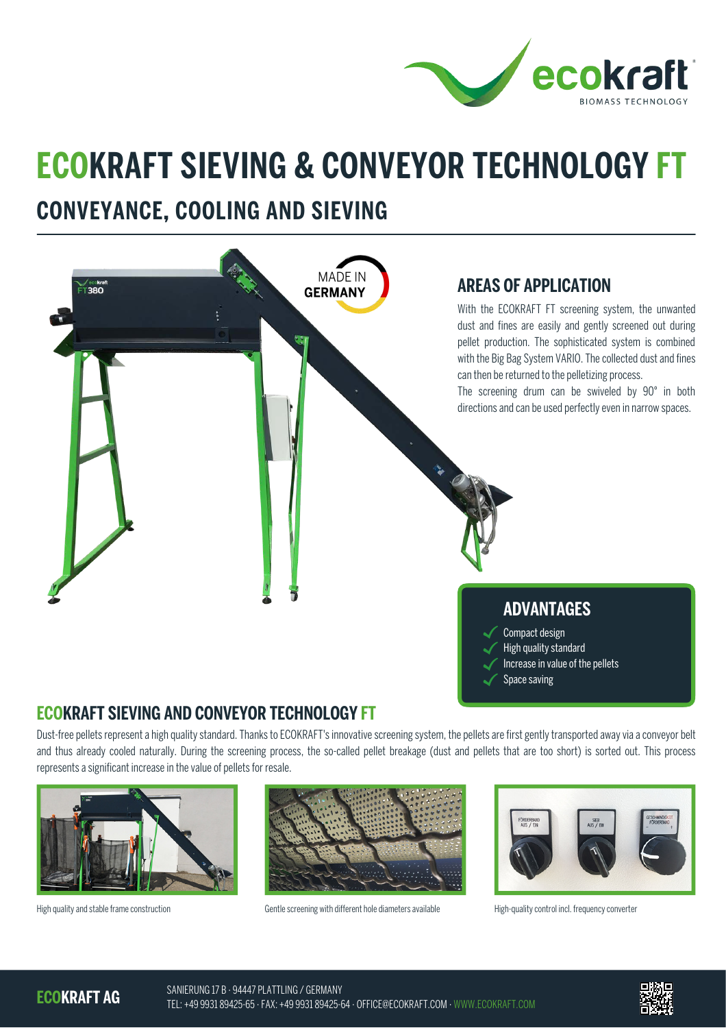# ECOKRAFT SIEVING & CONVEYOR TECHNOLOGY FT

## CONVEYANCE, COOLING AND SIEVING

MADE IN GERMANY

### AREAS OF APPLICATION

With the ECOKRAFT FT screening system, the unwanted dust and fines are easily and gently screened out during pellet production. The sophisticated system is combined with the Big Bag System VARIO. The collected dust and fines can then be returned to the pelletizing process.
The screening drum can be swiveled by 90° in both directions and can be used perfectly even in narrow spaces.

### ADVANTAGES

- Compact design
- High quality standard
- Increase in value of the pellets
- Space saving

### ECOKRAFT SIEVING AND CONVEYOR TECHNOLOGY FT

Dust-free pellets represent a high quality standard. Thanks to ECOKRAFT'S innovative screening system, the pellets are first gently transported away via a conveyor belt and thus already cooled naturally. During the screening process, the so-called pellet breakage (dust and pellets that are too short) is sorted out. This process represents a significant increase in the value of pellets for resale.

High quality and stable frame construction

Gentle screening with different hole diameters available

High-quality control incl. frequency converter

**ECOKRAFT AG**
SANIERUNG 17 B · 94447 PLATTLING / GERMANY
TEL: +49 9931 89425-65 · FAX: +49 9931 89425-64 · OFFICE@ECOKRAFT.COM · WWW.ECOKRAFT.COM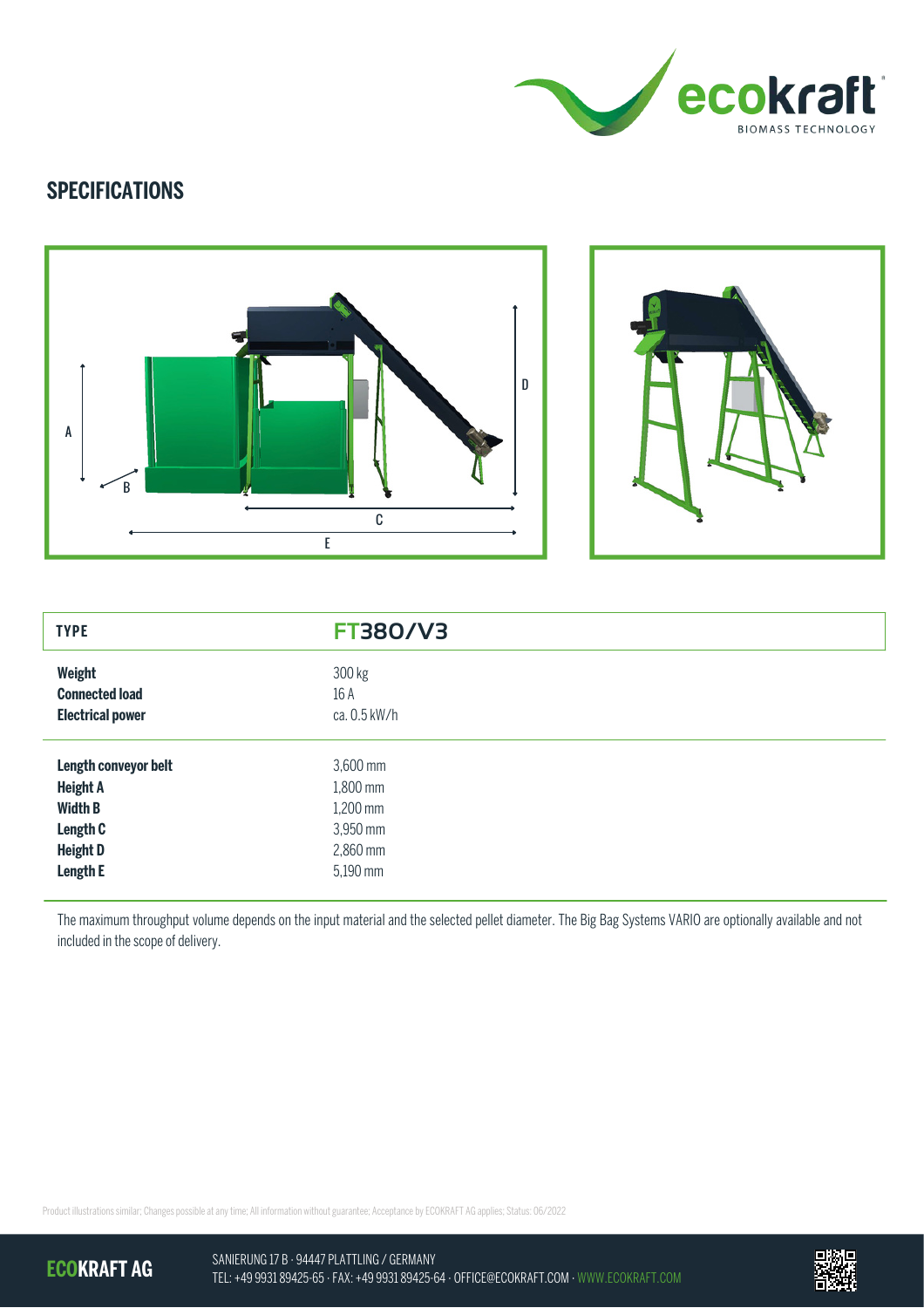## SPECIFICATIONS

A

B

C

D

E

| TYPE | FT380/V3 |
|---|---|
| **Weight** | 300 kg |
| **Connected load** | 16 A |
| **Electrical power** | ca. 0.5 kW/h |
| **Length conveyor belt** | 3,600 mm |
| **Height A** | 1,800 mm |
| **Width B** | 1,200 mm |
| **Length C** | 3,950 mm |
| **Height D** | 2,860 mm |
| **Length E** | 5,190 mm |

The maximum throughput volume depends on the input material and the selected pellet diameter. The Big Bag Systems VARIO are optionally available and not included in the scope of delivery.

Product illustrations similar; Changes possible at any time; All information without guarantee; Acceptance by ECOKRAFT AG applies; Status: 06/2022

**ECOKRAFT AG**

SANIERUNG 17 B · 94447 PLATTLING / GERMANY
TEL: +49 9931 89425-65 · FAX: +49 9931 89425-64 · OFFICE@ECOKRAFT.COM · WWW.ECOKRAFT.COM